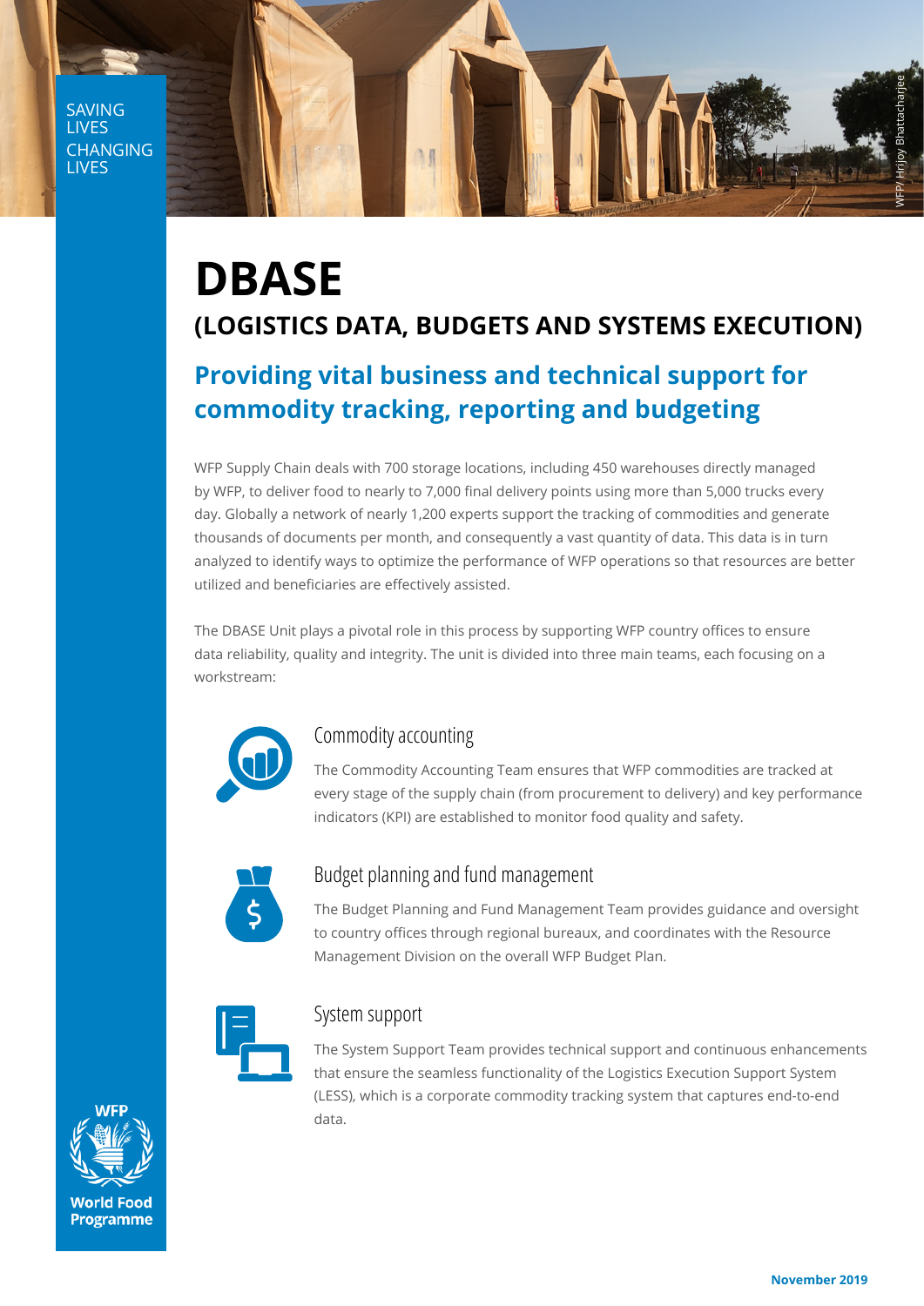SAVING LIVES CHANGING LIVES

# DBASE

## (LOGISTICS DATA, BUDGETS AND SYSTEMS EXECUTION)

## Providing vital business and technical support for commodity tracking, reporting and budgeting

WFP Supply Chain deals with 700 storage locations, including 450 warehouses directly managed by WFP, to deliver food to nearly to 7,000 final delivery points using more than 5,000 trucks every day. Globally a network of nearly 1,200 experts support the tracking of commodities and generate thousands of documents per month, and consequently a vast quantity of data. This data is in turn analyzed to identify ways to optimize the performance of WFP operations so that resources are better utilized and beneficiaries are effectively assisted.

The DBASE Unit plays a pivotal role in this process by supporting WFP country offices to ensure data reliability, quality and integrity. The unit is divided into three main teams, each focusing on a workstream:

### Commodity accounting

The Commodity Accounting Team ensures that WFP commodities are tracked at every stage of the supply chain (from procurement to delivery) and key performance indicators (KPI) are established to monitor food quality and safety.

### Budget planning and fund management

The Budget Planning and Fund Management Team provides guidance and oversight to country offices through regional bureaux, and coordinates with the Resource Management Division on the overall WFP Budget Plan.

### System support

The System Support Team provides technical support and continuous enhancements that ensure the seamless functionality of the Logistics Execution Support System (LESS), which is a corporate commodity tracking system that captures end-to-end data.

WFP World Food Programme

November 2019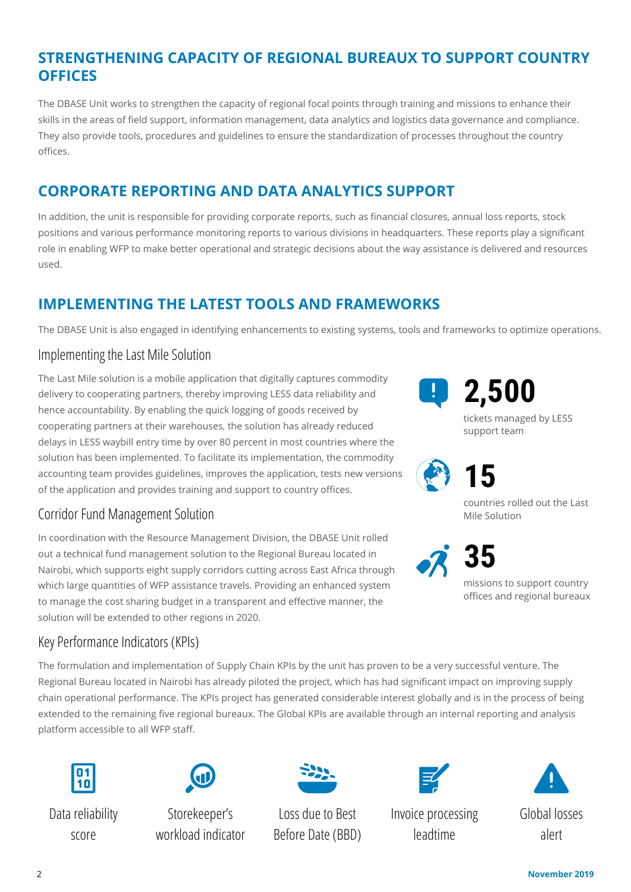## STRENGTHENING CAPACITY OF REGIONAL BUREAUX TO SUPPORT COUNTRY OFFICES

The DBASE Unit works to strengthen the capacity of regional focal points through training and missions to enhance their skills in the areas of field support, information management, data analytics and logistics data governance and compliance. They also provide tools, procedures and guidelines to ensure the standardization of processes throughout the country offices.

## CORPORATE REPORTING AND DATA ANALYTICS SUPPORT

In addition, the unit is responsible for providing corporate reports, such as financial closures, annual loss reports, stock positions and various performance monitoring reports to various divisions in headquarters. These reports play a significant role in enabling WFP to make better operational and strategic decisions about the way assistance is delivered and resources used.

## IMPLEMENTING THE LATEST TOOLS AND FRAMEWORKS

The DBASE Unit is also engaged in identifying enhancements to existing systems, tools and frameworks to optimize operations.

### Implementing the Last Mile Solution

The Last Mile solution is a mobile application that digitally captures commodity delivery to cooperating partners, thereby improving LESS data reliability and hence accountability. By enabling the quick logging of goods received by cooperating partners at their warehouses, the solution has already reduced delays in LESS waybill entry time by over 80 percent in most countries where the solution has been implemented. To facilitate its implementation, the commodity accounting team provides guidelines, improves the application, tests new versions of the application and provides training and support to country offices.

### Corridor Fund Management Solution

In coordination with the Resource Management Division, the DBASE Unit rolled out a technical fund management solution to the Regional Bureau located in Nairobi, which supports eight supply corridors cutting across East Africa through which large quantities of WFP assistance travels. Providing an enhanced system to manage the cost sharing budget in a transparent and effective manner, the solution will be extended to other regions in 2020.

**2,500**
tickets managed by LESS support team

**15**
countries rolled out the Last Mile Solution

**35**
missions to support country offices and regional bureaux

### Key Performance Indicators (KPIs)

The formulation and implementation of Supply Chain KPIs by the unit has proven to be a very successful venture. The Regional Bureau located in Nairobi has already piloted the project, which has had significant impact on improving supply chain operational performance. The KPIs project has generated considerable interest globally and is in the process of being extended to the remaining five regional bureaux. The Global KPIs are available through an internal reporting and analysis platform accessible to all WFP staff.

- Data reliability score
- Storekeeper's workload indicator
- Loss due to Best Before Date (BBD)
- Invoice processing leadtime
- Global losses alert